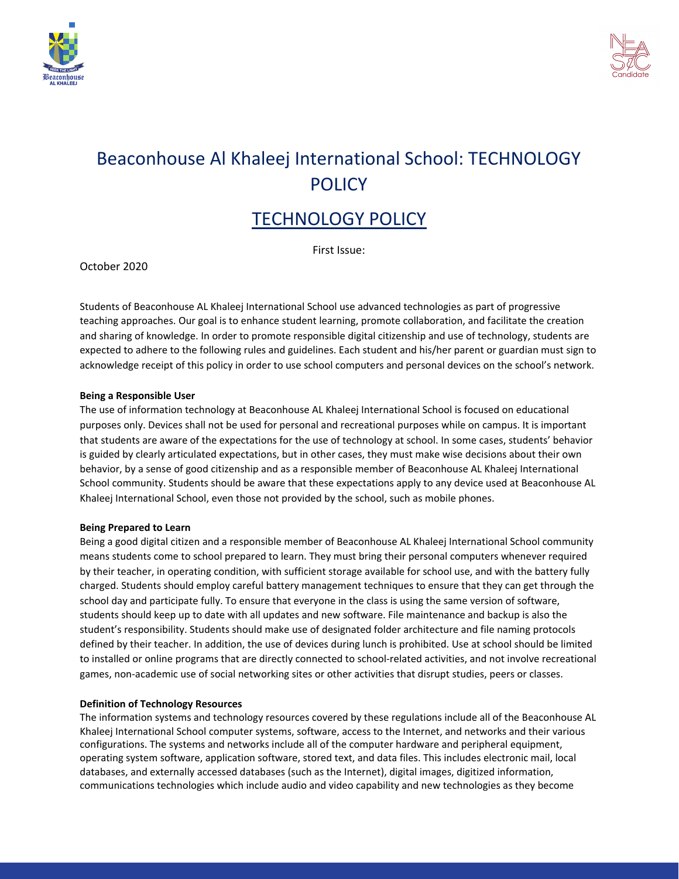# Beaconhouse Al Khaleej International School: TECHNOLOGY POLICY

## TECHNOLOGY POLICY

First Issue:

October 2020

Students of Beaconhouse AL Khaleej International School use advanced technologies as part of progressive teaching approaches. Our goal is to enhance student learning, promote collaboration, and facilitate the creation and sharing of knowledge. In order to promote responsible digital citizenship and use of technology, students are expected to adhere to the following rules and guidelines. Each student and his/her parent or guardian must sign to acknowledge receipt of this policy in order to use school computers and personal devices on the school's network.

**Being a Responsible User**

The use of information technology at Beaconhouse AL Khaleej International School is focused on educational purposes only. Devices shall not be used for personal and recreational purposes while on campus. It is important that students are aware of the expectations for the use of technology at school. In some cases, students' behavior is guided by clearly articulated expectations, but in other cases, they must make wise decisions about their own behavior, by a sense of good citizenship and as a responsible member of Beaconhouse AL Khaleej International School community. Students should be aware that these expectations apply to any device used at Beaconhouse AL Khaleej International School, even those not provided by the school, such as mobile phones.

**Being Prepared to Learn**

Being a good digital citizen and a responsible member of Beaconhouse AL Khaleej International School community means students come to school prepared to learn. They must bring their personal computers whenever required by their teacher, in operating condition, with sufficient storage available for school use, and with the battery fully charged. Students should employ careful battery management techniques to ensure that they can get through the school day and participate fully. To ensure that everyone in the class is using the same version of software, students should keep up to date with all updates and new software. File maintenance and backup is also the student's responsibility. Students should make use of designated folder architecture and file naming protocols defined by their teacher. In addition, the use of devices during lunch is prohibited. Use at school should be limited to installed or online programs that are directly connected to school-related activities, and not involve recreational games, non-academic use of social networking sites or other activities that disrupt studies, peers or classes.

**Definition of Technology Resources**

The information systems and technology resources covered by these regulations include all of the Beaconhouse AL Khaleej International School computer systems, software, access to the Internet, and networks and their various configurations. The systems and networks include all of the computer hardware and peripheral equipment, operating system software, application software, stored text, and data files. This includes electronic mail, local databases, and externally accessed databases (such as the Internet), digital images, digitized information, communications technologies which include audio and video capability and new technologies as they become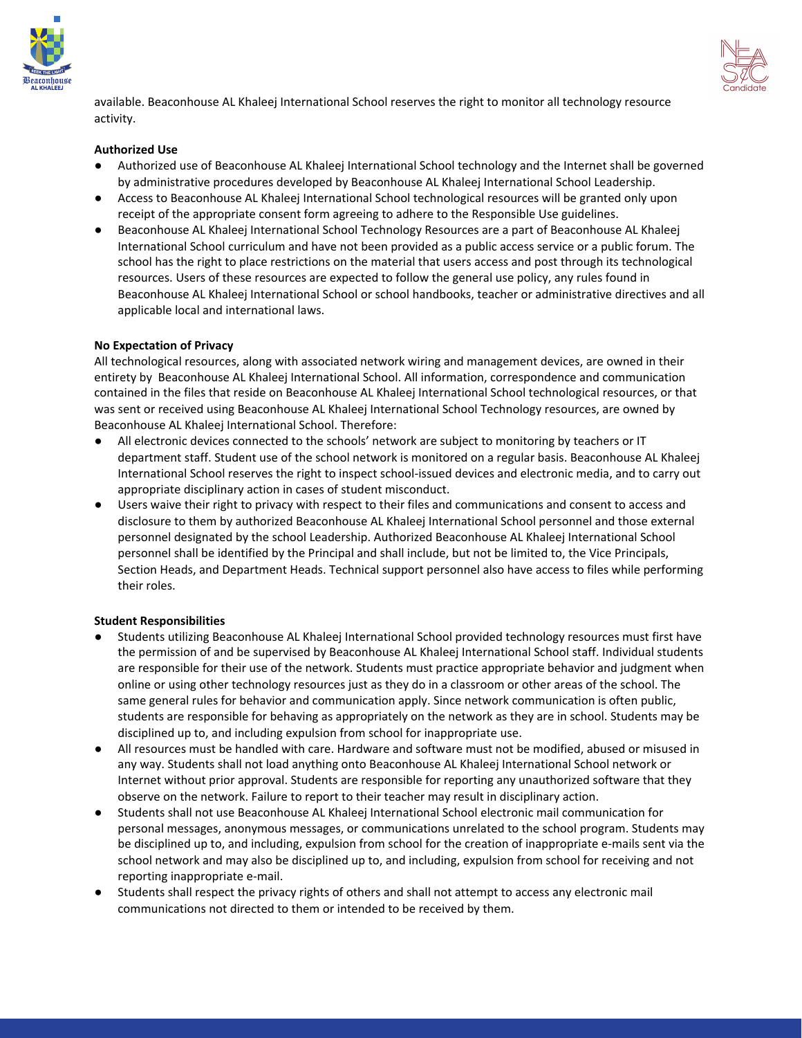available. Beaconhouse AL Khaleej International School reserves the right to monitor all technology resource activity.

**Authorized Use**

- Authorized use of Beaconhouse AL Khaleej International School technology and the Internet shall be governed by administrative procedures developed by Beaconhouse AL Khaleej International School Leadership.
- Access to Beaconhouse AL Khaleej International School technological resources will be granted only upon receipt of the appropriate consent form agreeing to adhere to the Responsible Use guidelines.
- Beaconhouse AL Khaleej International School Technology Resources are a part of Beaconhouse AL Khaleej International School curriculum and have not been provided as a public access service or a public forum. The school has the right to place restrictions on the material that users access and post through its technological resources. Users of these resources are expected to follow the general use policy, any rules found in Beaconhouse AL Khaleej International School or school handbooks, teacher or administrative directives and all applicable local and international laws.

**No Expectation of Privacy**

All technological resources, along with associated network wiring and management devices, are owned in their entirety by Beaconhouse AL Khaleej International School. All information, correspondence and communication contained in the files that reside on Beaconhouse AL Khaleej International School technological resources, or that was sent or received using Beaconhouse AL Khaleej International School Technology resources, are owned by Beaconhouse AL Khaleej International School. Therefore:

- All electronic devices connected to the schools' network are subject to monitoring by teachers or IT department staff. Student use of the school network is monitored on a regular basis. Beaconhouse AL Khaleej International School reserves the right to inspect school-issued devices and electronic media, and to carry out appropriate disciplinary action in cases of student misconduct.
- Users waive their right to privacy with respect to their files and communications and consent to access and disclosure to them by authorized Beaconhouse AL Khaleej International School personnel and those external personnel designated by the school Leadership. Authorized Beaconhouse AL Khaleej International School personnel shall be identified by the Principal and shall include, but not be limited to, the Vice Principals, Section Heads, and Department Heads. Technical support personnel also have access to files while performing their roles.

**Student Responsibilities**

- Students utilizing Beaconhouse AL Khaleej International School provided technology resources must first have the permission of and be supervised by Beaconhouse AL Khaleej International School staff. Individual students are responsible for their use of the network. Students must practice appropriate behavior and judgment when online or using other technology resources just as they do in a classroom or other areas of the school. The same general rules for behavior and communication apply. Since network communication is often public, students are responsible for behaving as appropriately on the network as they are in school. Students may be disciplined up to, and including expulsion from school for inappropriate use.
- All resources must be handled with care. Hardware and software must not be modified, abused or misused in any way. Students shall not load anything onto Beaconhouse AL Khaleej International School network or Internet without prior approval. Students are responsible for reporting any unauthorized software that they observe on the network. Failure to report to their teacher may result in disciplinary action.
- Students shall not use Beaconhouse AL Khaleej International School electronic mail communication for personal messages, anonymous messages, or communications unrelated to the school program. Students may be disciplined up to, and including, expulsion from school for the creation of inappropriate e-mails sent via the school network and may also be disciplined up to, and including, expulsion from school for receiving and not reporting inappropriate e-mail.
- Students shall respect the privacy rights of others and shall not attempt to access any electronic mail communications not directed to them or intended to be received by them.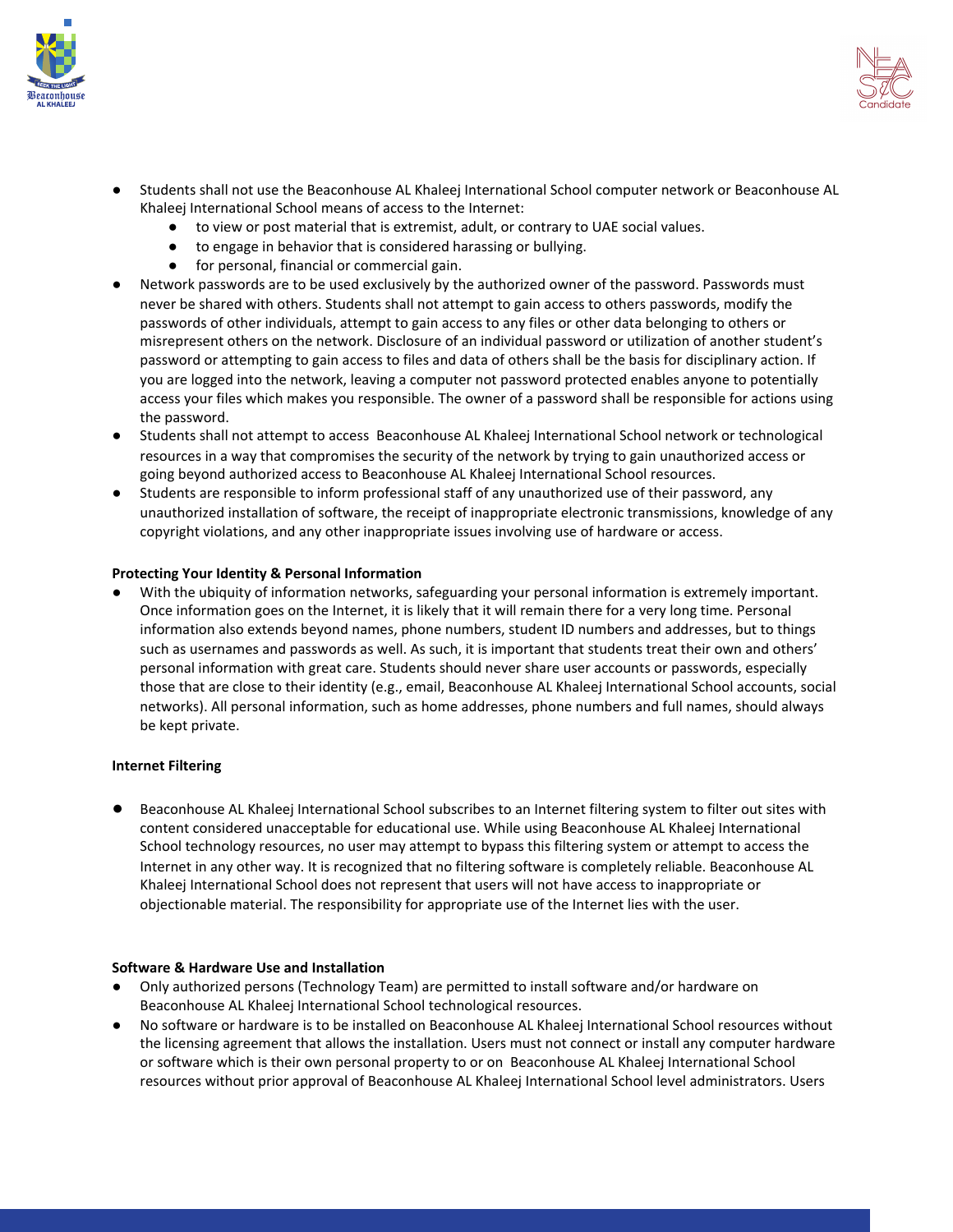- Students shall not use the Beaconhouse AL Khaleej International School computer network or Beaconhouse AL Khaleej International School means of access to the Internet:
  - to view or post material that is extremist, adult, or contrary to UAE social values.
  - to engage in behavior that is considered harassing or bullying.
  - for personal, financial or commercial gain.
- Network passwords are to be used exclusively by the authorized owner of the password. Passwords must never be shared with others. Students shall not attempt to gain access to others passwords, modify the passwords of other individuals, attempt to gain access to any files or other data belonging to others or misrepresent others on the network. Disclosure of an individual password or utilization of another student's password or attempting to gain access to files and data of others shall be the basis for disciplinary action. If you are logged into the network, leaving a computer not password protected enables anyone to potentially access your files which makes you responsible. The owner of a password shall be responsible for actions using the password.
- Students shall not attempt to access Beaconhouse AL Khaleej International School network or technological resources in a way that compromises the security of the network by trying to gain unauthorized access or going beyond authorized access to Beaconhouse AL Khaleej International School resources.
- Students are responsible to inform professional staff of any unauthorized use of their password, any unauthorized installation of software, the receipt of inappropriate electronic transmissions, knowledge of any copyright violations, and any other inappropriate issues involving use of hardware or access.

**Protecting Your Identity & Personal Information**

- With the ubiquity of information networks, safeguarding your personal information is extremely important. Once information goes on the Internet, it is likely that it will remain there for a very long time. Personal information also extends beyond names, phone numbers, student ID numbers and addresses, but to things such as usernames and passwords as well. As such, it is important that students treat their own and others' personal information with great care. Students should never share user accounts or passwords, especially those that are close to their identity (e.g., email, Beaconhouse AL Khaleej International School accounts, social networks). All personal information, such as home addresses, phone numbers and full names, should always be kept private.

**Internet Filtering**

- Beaconhouse AL Khaleej International School subscribes to an Internet filtering system to filter out sites with content considered unacceptable for educational use. While using Beaconhouse AL Khaleej International School technology resources, no user may attempt to bypass this filtering system or attempt to access the Internet in any other way. It is recognized that no filtering software is completely reliable. Beaconhouse AL Khaleej International School does not represent that users will not have access to inappropriate or objectionable material. The responsibility for appropriate use of the Internet lies with the user.

**Software & Hardware Use and Installation**

- Only authorized persons (Technology Team) are permitted to install software and/or hardware on Beaconhouse AL Khaleej International School technological resources.
- No software or hardware is to be installed on Beaconhouse AL Khaleej International School resources without the licensing agreement that allows the installation. Users must not connect or install any computer hardware or software which is their own personal property to or on Beaconhouse AL Khaleej International School resources without prior approval of Beaconhouse AL Khaleej International School level administrators. Users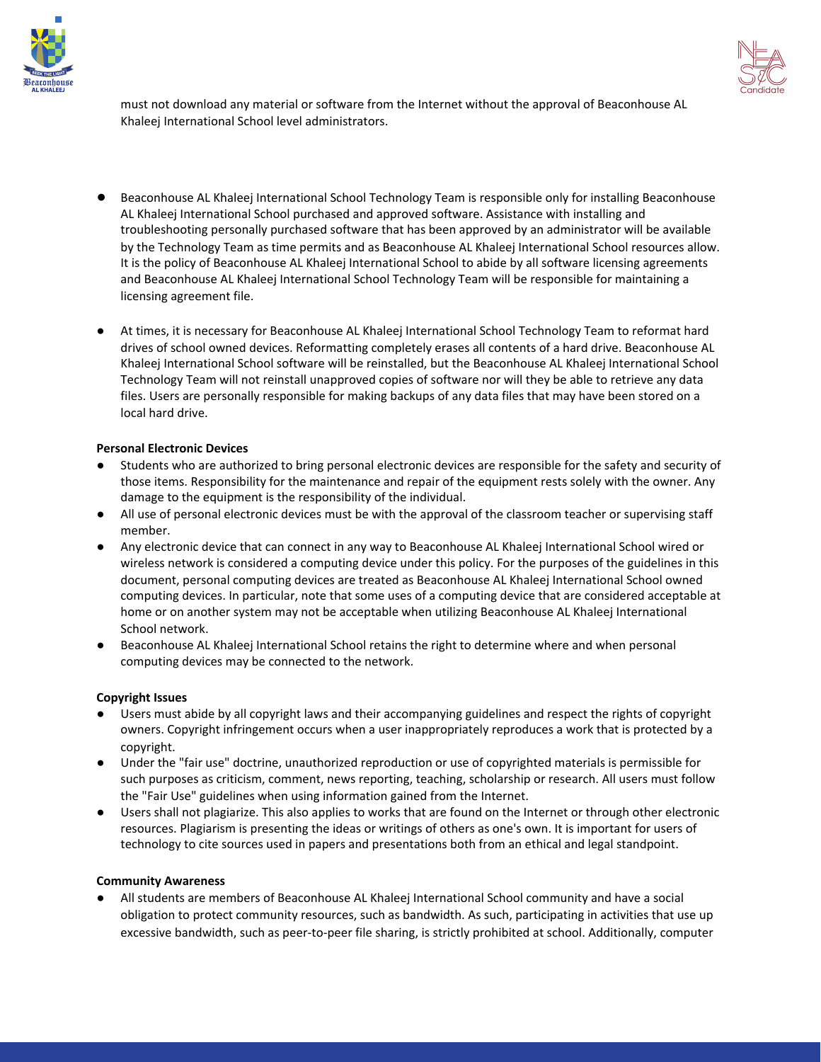must not download any material or software from the Internet without the approval of Beaconhouse AL Khaleej International School level administrators.

- Beaconhouse AL Khaleej International School Technology Team is responsible only for installing Beaconhouse AL Khaleej International School purchased and approved software. Assistance with installing and troubleshooting personally purchased software that has been approved by an administrator will be available by the Technology Team as time permits and as Beaconhouse AL Khaleej International School resources allow. It is the policy of Beaconhouse AL Khaleej International School to abide by all software licensing agreements and Beaconhouse AL Khaleej International School Technology Team will be responsible for maintaining a licensing agreement file.

- At times, it is necessary for Beaconhouse AL Khaleej International School Technology Team to reformat hard drives of school owned devices. Reformatting completely erases all contents of a hard drive. Beaconhouse AL Khaleej International School software will be reinstalled, but the Beaconhouse AL Khaleej International School Technology Team will not reinstall unapproved copies of software nor will they be able to retrieve any data files. Users are personally responsible for making backups of any data files that may have been stored on a local hard drive.

**Personal Electronic Devices**

- Students who are authorized to bring personal electronic devices are responsible for the safety and security of those items. Responsibility for the maintenance and repair of the equipment rests solely with the owner. Any damage to the equipment is the responsibility of the individual.
- All use of personal electronic devices must be with the approval of the classroom teacher or supervising staff member.
- Any electronic device that can connect in any way to Beaconhouse AL Khaleej International School wired or wireless network is considered a computing device under this policy. For the purposes of the guidelines in this document, personal computing devices are treated as Beaconhouse AL Khaleej International School owned computing devices. In particular, note that some uses of a computing device that are considered acceptable at home or on another system may not be acceptable when utilizing Beaconhouse AL Khaleej International School network.
- Beaconhouse AL Khaleej International School retains the right to determine where and when personal computing devices may be connected to the network.

**Copyright Issues**

- Users must abide by all copyright laws and their accompanying guidelines and respect the rights of copyright owners. Copyright infringement occurs when a user inappropriately reproduces a work that is protected by a copyright.
- Under the "fair use" doctrine, unauthorized reproduction or use of copyrighted materials is permissible for such purposes as criticism, comment, news reporting, teaching, scholarship or research. All users must follow the "Fair Use" guidelines when using information gained from the Internet.
- Users shall not plagiarize. This also applies to works that are found on the Internet or through other electronic resources. Plagiarism is presenting the ideas or writings of others as one's own. It is important for users of technology to cite sources used in papers and presentations both from an ethical and legal standpoint.

**Community Awareness**

- All students are members of Beaconhouse AL Khaleej International School community and have a social obligation to protect community resources, such as bandwidth. As such, participating in activities that use up excessive bandwidth, such as peer-to-peer file sharing, is strictly prohibited at school. Additionally, computer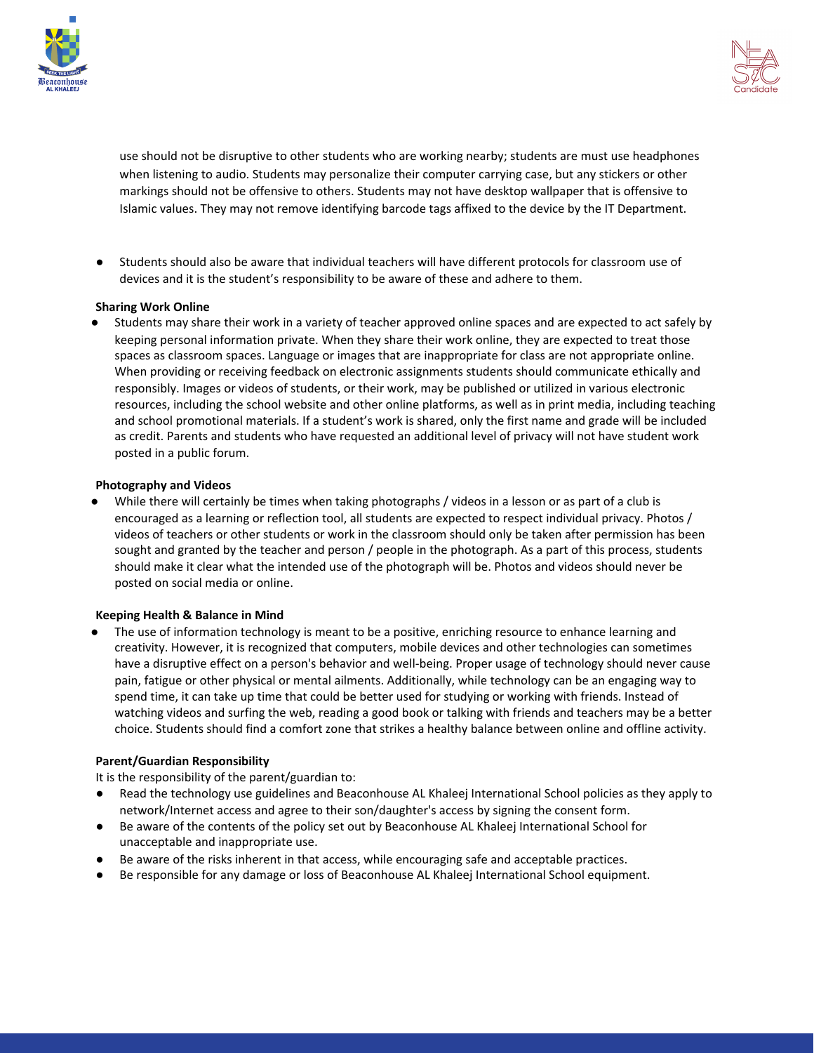use should not be disruptive to other students who are working nearby; students are must use headphones when listening to audio. Students may personalize their computer carrying case, but any stickers or other markings should not be offensive to others. Students may not have desktop wallpaper that is offensive to Islamic values. They may not remove identifying barcode tags affixed to the device by the IT Department.

- Students should also be aware that individual teachers will have different protocols for classroom use of devices and it is the student's responsibility to be aware of these and adhere to them.

**Sharing Work Online**

- Students may share their work in a variety of teacher approved online spaces and are expected to act safely by keeping personal information private. When they share their work online, they are expected to treat those spaces as classroom spaces. Language or images that are inappropriate for class are not appropriate online. When providing or receiving feedback on electronic assignments students should communicate ethically and responsibly. Images or videos of students, or their work, may be published or utilized in various electronic resources, including the school website and other online platforms, as well as in print media, including teaching and school promotional materials. If a student's work is shared, only the first name and grade will be included as credit. Parents and students who have requested an additional level of privacy will not have student work posted in a public forum.

**Photography and Videos**

- While there will certainly be times when taking photographs / videos in a lesson or as part of a club is encouraged as a learning or reflection tool, all students are expected to respect individual privacy. Photos / videos of teachers or other students or work in the classroom should only be taken after permission has been sought and granted by the teacher and person / people in the photograph. As a part of this process, students should make it clear what the intended use of the photograph will be. Photos and videos should never be posted on social media or online.

**Keeping Health & Balance in Mind**

- The use of information technology is meant to be a positive, enriching resource to enhance learning and creativity. However, it is recognized that computers, mobile devices and other technologies can sometimes have a disruptive effect on a person's behavior and well-being. Proper usage of technology should never cause pain, fatigue or other physical or mental ailments. Additionally, while technology can be an engaging way to spend time, it can take up time that could be better used for studying or working with friends. Instead of watching videos and surfing the web, reading a good book or talking with friends and teachers may be a better choice. Students should find a comfort zone that strikes a healthy balance between online and offline activity.

**Parent/Guardian Responsibility**

It is the responsibility of the parent/guardian to:

- Read the technology use guidelines and Beaconhouse AL Khaleej International School policies as they apply to network/Internet access and agree to their son/daughter's access by signing the consent form.
- Be aware of the contents of the policy set out by Beaconhouse AL Khaleej International School for unacceptable and inappropriate use.
- Be aware of the risks inherent in that access, while encouraging safe and acceptable practices.
- Be responsible for any damage or loss of Beaconhouse AL Khaleej International School equipment.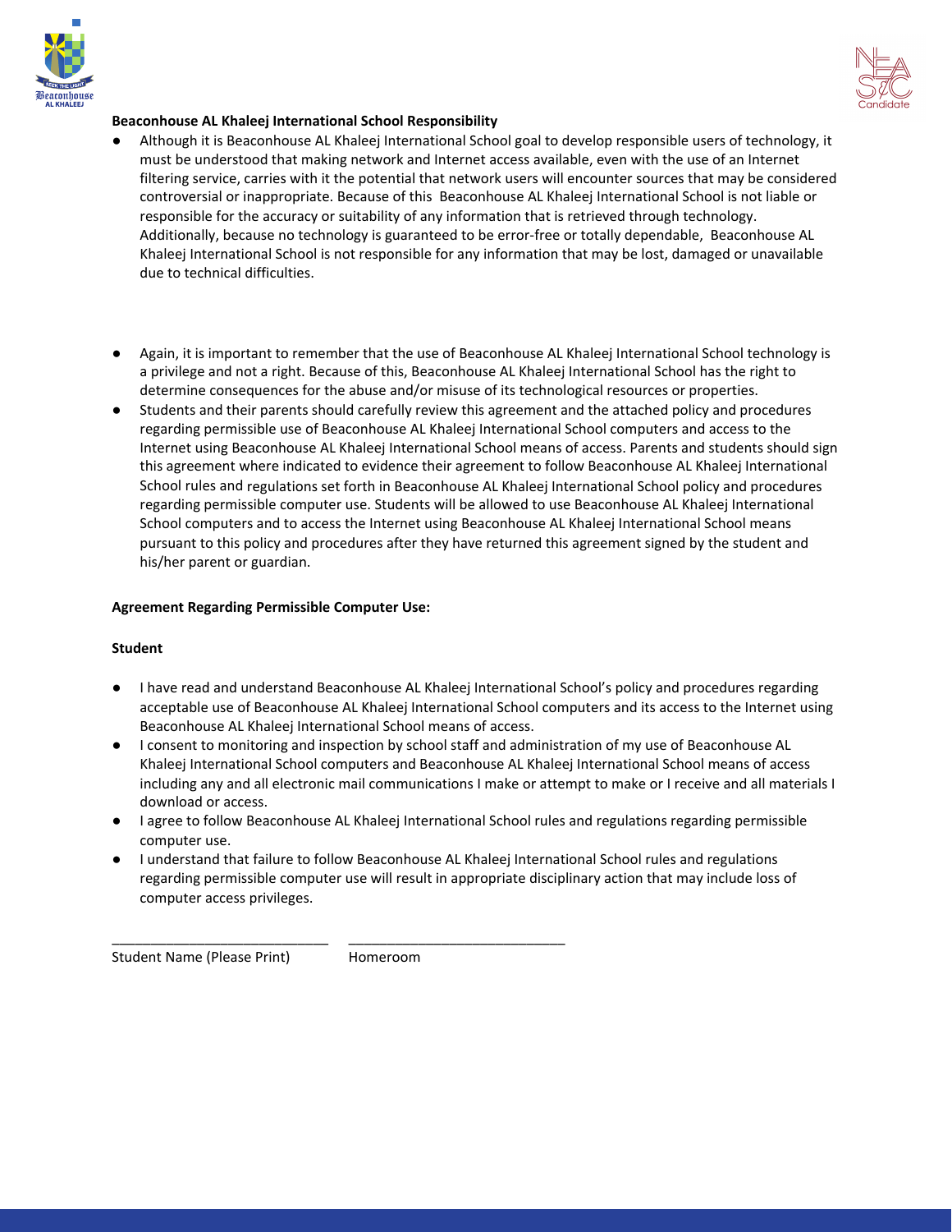**Beaconhouse AL Khaleej International School Responsibility**

- Although it is Beaconhouse AL Khaleej International School goal to develop responsible users of technology, it must be understood that making network and Internet access available, even with the use of an Internet filtering service, carries with it the potential that network users will encounter sources that may be considered controversial or inappropriate. Because of this Beaconhouse AL Khaleej International School is not liable or responsible for the accuracy or suitability of any information that is retrieved through technology. Additionally, because no technology is guaranteed to be error-free or totally dependable, Beaconhouse AL Khaleej International School is not responsible for any information that may be lost, damaged or unavailable due to technical difficulties.

- Again, it is important to remember that the use of Beaconhouse AL Khaleej International School technology is a privilege and not a right. Because of this, Beaconhouse AL Khaleej International School has the right to determine consequences for the abuse and/or misuse of its technological resources or properties.
- Students and their parents should carefully review this agreement and the attached policy and procedures regarding permissible use of Beaconhouse AL Khaleej International School computers and access to the Internet using Beaconhouse AL Khaleej International School means of access. Parents and students should sign this agreement where indicated to evidence their agreement to follow Beaconhouse AL Khaleej International School rules and regulations set forth in Beaconhouse AL Khaleej International School policy and procedures regarding permissible computer use. Students will be allowed to use Beaconhouse AL Khaleej International School computers and to access the Internet using Beaconhouse AL Khaleej International School means pursuant to this policy and procedures after they have returned this agreement signed by the student and his/her parent or guardian.

**Agreement Regarding Permissible Computer Use:**

**Student**

- I have read and understand Beaconhouse AL Khaleej International School's policy and procedures regarding acceptable use of Beaconhouse AL Khaleej International School computers and its access to the Internet using Beaconhouse AL Khaleej International School means of access.
- I consent to monitoring and inspection by school staff and administration of my use of Beaconhouse AL Khaleej International School computers and Beaconhouse AL Khaleej International School means of access including any and all electronic mail communications I make or attempt to make or I receive and all materials I download or access.
- I agree to follow Beaconhouse AL Khaleej International School rules and regulations regarding permissible computer use.
- I understand that failure to follow Beaconhouse AL Khaleej International School rules and regulations regarding permissible computer use will result in appropriate disciplinary action that may include loss of computer access privileges.

_____________________________ _____________________________

Student Name (Please Print) Homeroom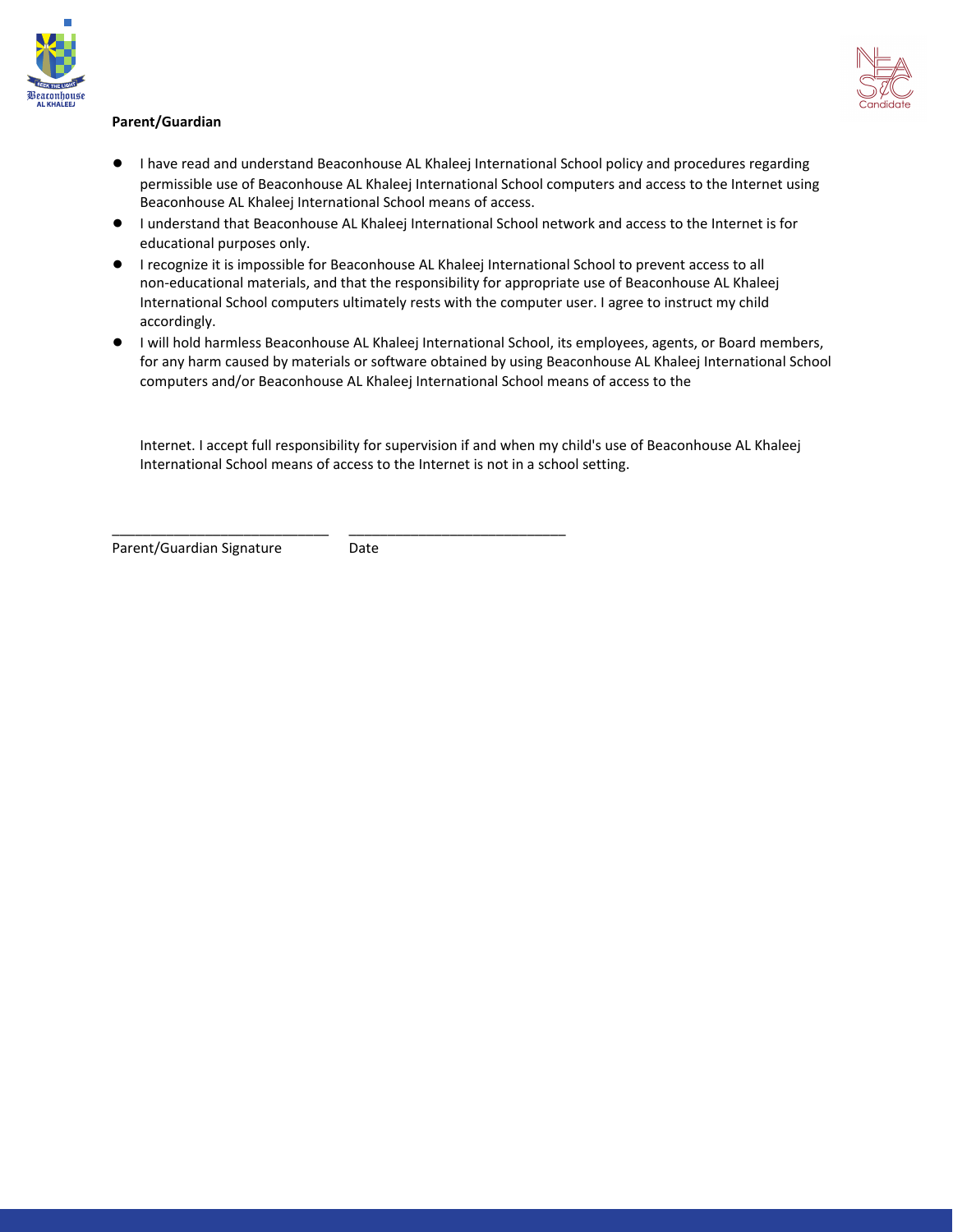**Parent/Guardian**

- I have read and understand Beaconhouse AL Khaleej International School policy and procedures regarding permissible use of Beaconhouse AL Khaleej International School computers and access to the Internet using Beaconhouse AL Khaleej International School means of access.
- I understand that Beaconhouse AL Khaleej International School network and access to the Internet is for educational purposes only.
- I recognize it is impossible for Beaconhouse AL Khaleej International School to prevent access to all non-educational materials, and that the responsibility for appropriate use of Beaconhouse AL Khaleej International School computers ultimately rests with the computer user. I agree to instruct my child accordingly.
- I will hold harmless Beaconhouse AL Khaleej International School, its employees, agents, or Board members, for any harm caused by materials or software obtained by using Beaconhouse AL Khaleej International School computers and/or Beaconhouse AL Khaleej International School means of access to the Internet. I accept full responsibility for supervision if and when my child's use of Beaconhouse AL Khaleej International School means of access to the Internet is not in a school setting.

\_\_\_\_\_\_\_\_\_\_\_\_\_\_\_\_\_\_\_\_\_\_\_\_\_\_\_\_ \_\_\_\_\_\_\_\_\_\_\_\_\_\_\_\_\_\_\_\_\_\_\_\_\_\_\_\_

Parent/Guardian Signature Date